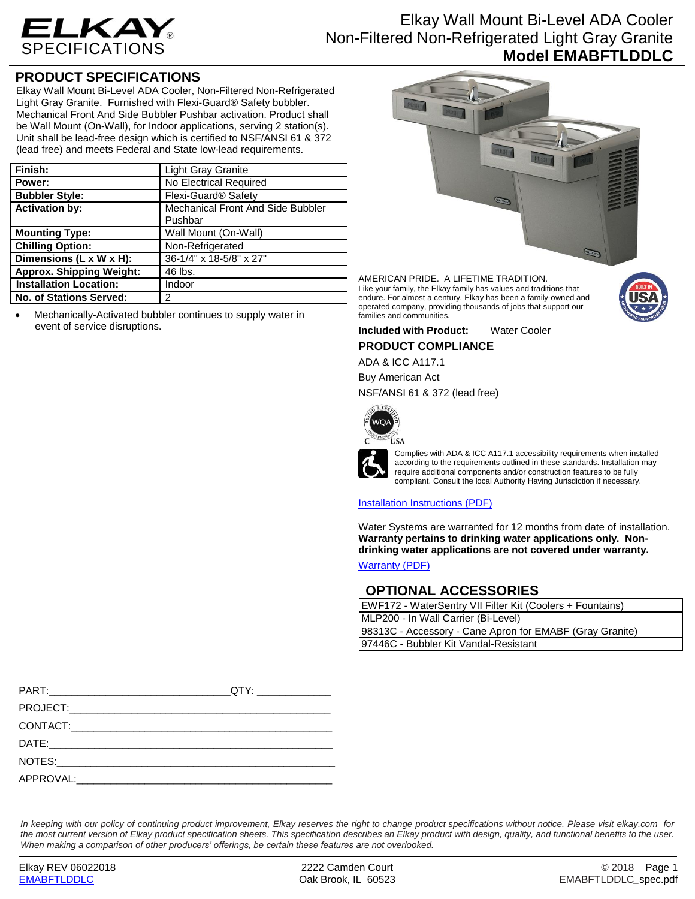# ELKAY SPECIFICATIONS

# Elkay Wall Mount Bi-Level ADA Cooler Non-Filtered Non-Refrigerated Light Gray Granite
## Model EMABFTLDDLC

## PRODUCT SPECIFICATIONS

Elkay Wall Mount Bi-Level ADA Cooler, Non-Filtered Non-Refrigerated Light Gray Granite. Furnished with Flexi-Guard® Safety bubbler. Mechanical Front And Side Bubbler Pushbar activation. Product shall be Wall Mount (On-Wall), for Indoor applications, serving 2 station(s). Unit shall be lead-free design which is certified to NSF/ANSI 61 & 372 (lead free) and meets Federal and State low-lead requirements.

| | |
|---|---|
| **Finish:** | Light Gray Granite |
| **Power:** | No Electrical Required |
| **Bubbler Style:** | Flexi-Guard® Safety |
| **Activation by:** | Mechanical Front And Side Bubbler Pushbar |
| **Mounting Type:** | Wall Mount (On-Wall) |
| **Chilling Option:** | Non-Refrigerated |
| **Dimensions (L x W x H):** | 36-1/4" x 18-5/8" x 27" |
| **Approx. Shipping Weight:** | 46 lbs. |
| **Installation Location:** | Indoor |
| **No. of Stations Served:** | 2 |

- Mechanically-Activated bubbler continues to supply water in event of service disruptions.

AMERICAN PRIDE. A LIFETIME TRADITION.
Like your family, the Elkay family has values and traditions that endure. For almost a century, Elkay has been a family-owned and operated company, providing thousands of jobs that support our families and communities.

**Included with Product:** Water Cooler

## PRODUCT COMPLIANCE

ADA & ICC A117.1

Buy American Act

NSF/ANSI 61 & 372 (lead free)

Complies with ADA & ICC A117.1 accessibility requirements when installed according to the requirements outlined in these standards. Installation may require additional components and/or construction features to be fully compliant. Consult the local Authority Having Jurisdiction if necessary.

Installation Instructions (PDF)

Water Systems are warranted for 12 months from date of installation. **Warranty pertains to drinking water applications only. Non-drinking water applications are not covered under warranty.**

Warranty (PDF)

## OPTIONAL ACCESSORIES

| |
|---|
| EWF172 - WaterSentry VII Filter Kit (Coolers + Fountains) |
| MLP200 - In Wall Carrier (Bi-Level) |
| 98313C - Accessory - Cane Apron for EMABF (Gray Granite) |
| 97446C - Bubbler Kit Vandal-Resistant |

PART:_______________________________QTY: _____________

PROJECT:_____________________________________________

CONTACT:_____________________________________________

DATE:_______________________________________________

NOTES:______________________________________________

APPROVAL:___________________________________________

*In keeping with our policy of continuing product improvement, Elkay reserves the right to change product specifications without notice. Please visit elkay.com for the most current version of Elkay product specification sheets. This specification describes an Elkay product with design, quality, and functional benefits to the user. When making a comparison of other producers' offerings, be certain these features are not overlooked.*

Elkay REV 06022018 | 2222 Camden Court, Oak Brook, IL 60523 | © 2018
EMABFTLDDLC | EMABFTLDDLC_spec.pdf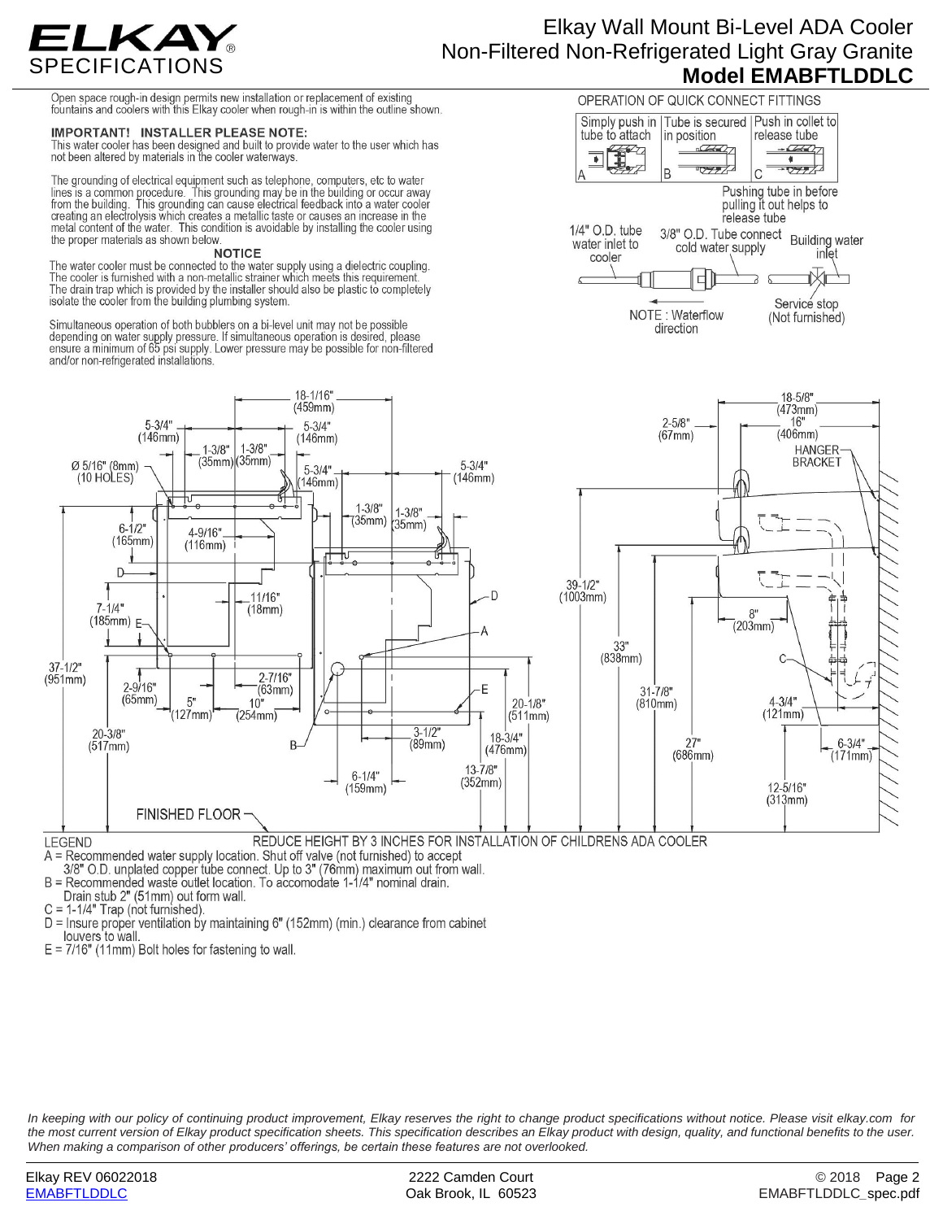# Elkay Wall Mount Bi-Level ADA Cooler Non-Filtered Non-Refrigerated Light Gray Granite

## Model EMABFTLDDLC

ELKAY SPECIFICATIONS

Open space rough-in design permits new installation or replacement of existing fountains and coolers with this Elkay cooler when rough-in is within the outline shown.

**IMPORTANT! INSTALLER PLEASE NOTE:**
This water cooler has been designed and built to provide water to the user which has not been altered by materials in the cooler waterways.

The grounding of electrical equipment such as telephone, computers, etc to water lines is a common procedure. This grounding may be in the building or occur away from the building. This grounding can cause electrical feedback into a water cooler creating an electrolysis which creates a metallic taste or causes an increase in the metal content of the water. This condition is avoidable by installing the cooler using the proper materials as shown below.

**NOTICE**

The water cooler must be connected to the water supply using a dielectric coupling. The cooler is furnished with a non-metallic strainer which meets this requirement. The drain trap which is provided by the installer should also be plastic to completely isolate the cooler from the building plumbing system.

Simultaneous operation of both bubblers on a bi-level unit may not be possible depending on water supply pressure. If simultaneous operation is desired, please ensure a minimum of 65 psi supply. Lower pressure may be possible for non-filtered and/or non-refrigerated installations.

OPERATION OF QUICK CONNECT FITTINGS

A: Simply push in tube to attach
B: Tube is secured in position
C: Push in collet to release tube

Pushing tube in before pulling it out helps to release tube

1/4" O.D. tube water inlet to cooler
3/8" O.D. Tube connect cold water supply
Building water inlet
Service stop (Not furnished)
NOTE : Waterflow direction

18-1/16" (459mm)
5-3/4" (146mm)
5-3/4" (146mm)
1-3/8" (35mm)
1-3/8" (35mm)
Ø 5/16" (8mm) (10 HOLES)
5-3/4" (146mm)
5-3/4" (146mm)
1-3/8" (35mm)
1-3/8" (35mm)
6-1/2" (165mm)
4-9/16" (116mm)
D
11/16" (18mm)
7-1/4" (185mm)
E
D
A
37-1/2" (951mm)
2-9/16" (65mm)
2-7/16" (63mm)
5" (127mm)
10" (254mm)
E
20-1/8" (511mm)
20-3/8" (517mm)
B
3-1/2" (89mm)
18-3/4" (476mm)
13-7/8" (352mm)
6-1/4" (159mm)
FINISHED FLOOR
39-1/2" (1003mm)
33" (838mm)
31-7/8" (810mm)
27" (686mm)
2-5/8" (67mm)
18-5/8" (473mm)
16" (406mm)
HANGER BRACKET
8" (203mm)
C
4-3/4" (121mm)
6-3/4" (171mm)
12-5/16" (313mm)

REDUCE HEIGHT BY 3 INCHES FOR INSTALLATION OF CHILDRENS ADA COOLER

LEGEND

- A = Recommended water supply location. Shut off valve (not furnished) to accept 3/8" O.D. unplated copper tube connect. Up to 3" (76mm) maximum out from wall.
- B = Recommended waste outlet location. To accomodate 1-1/4" nominal drain. Drain stub 2" (51mm) out form wall.
- C = 1-1/4" Trap (not furnished).
- D = Insure proper ventilation by maintaining 6" (152mm) (min.) clearance from cabinet louvers to wall.
- E = 7/16" (11mm) Bolt holes for fastening to wall.

*In keeping with our policy of continuing product improvement, Elkay reserves the right to change product specifications without notice. Please visit elkay.com for the most current version of Elkay product specification sheets. This specification describes an Elkay product with design, quality, and functional benefits to the user. When making a comparison of other producers' offerings, be certain these features are not overlooked.*

Elkay REV 06022018
EMABFTLDDLC
2222 Camden Court
Oak Brook, IL 60523
© 2018
EMABFTLDDLC_spec.pdf